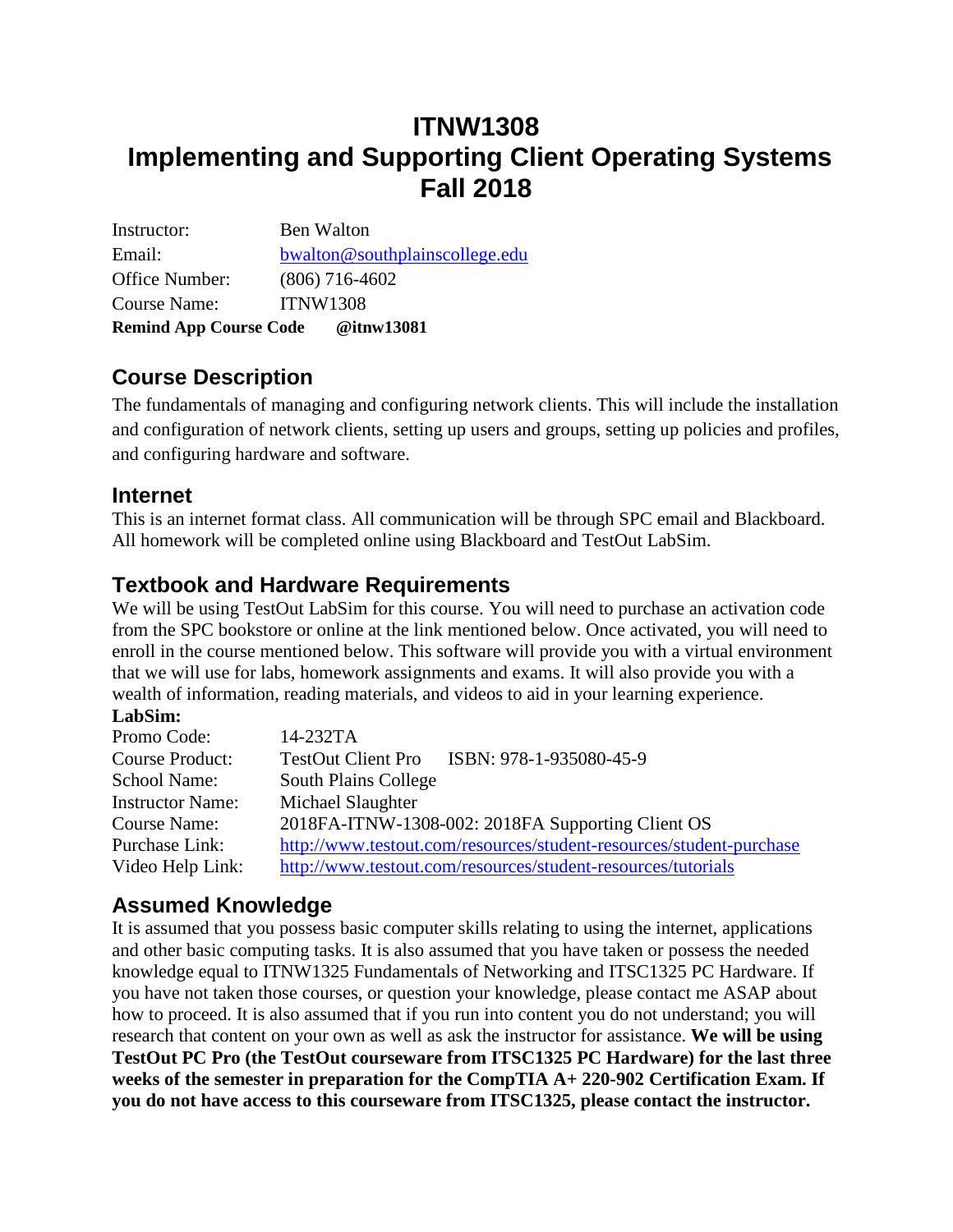# ITNW1308
# Implementing and Supporting Client Operating Systems
# Fall 2018

| | |
|---|---|
| Instructor: | Ben Walton |
| Email: | bwalton@southplainscollege.edu |
| Office Number: | (806) 716-4602 |
| Course Name: | ITNW1308 |
| **Remind App Course Code** | **@itnw13081** |

## Course Description

The fundamentals of managing and configuring network clients. This will include the installation and configuration of network clients, setting up users and groups, setting up policies and profiles, and configuring hardware and software.

## Internet

This is an internet format class. All communication will be through SPC email and Blackboard. All homework will be completed online using Blackboard and TestOut LabSim.

## Textbook and Hardware Requirements

We will be using TestOut LabSim for this course. You will need to purchase an activation code from the SPC bookstore or online at the link mentioned below. Once activated, you will need to enroll in the course mentioned below. This software will provide you with a virtual environment that we will use for labs, homework assignments and exams. It will also provide you with a wealth of information, reading materials, and videos to aid in your learning experience.

**LabSim:**

| | |
|---|---|
| Promo Code: | 14-232TA |
| Course Product: | TestOut Client Pro ISBN: 978-1-935080-45-9 |
| School Name: | South Plains College |
| Instructor Name: | Michael Slaughter |
| Course Name: | 2018FA-ITNW-1308-002: 2018FA Supporting Client OS |
| Purchase Link: | http://www.testout.com/resources/student-resources/student-purchase |
| Video Help Link: | http://www.testout.com/resources/student-resources/tutorials |

## Assumed Knowledge

It is assumed that you possess basic computer skills relating to using the internet, applications and other basic computing tasks. It is also assumed that you have taken or possess the needed knowledge equal to ITNW1325 Fundamentals of Networking and ITSC1325 PC Hardware. If you have not taken those courses, or question your knowledge, please contact me ASAP about how to proceed. It is also assumed that if you run into content you do not understand; you will research that content on your own as well as ask the instructor for assistance. **We will be using TestOut PC Pro (the TestOut courseware from ITSC1325 PC Hardware) for the last three weeks of the semester in preparation for the CompTIA A+ 220-902 Certification Exam. If you do not have access to this courseware from ITSC1325, please contact the instructor.**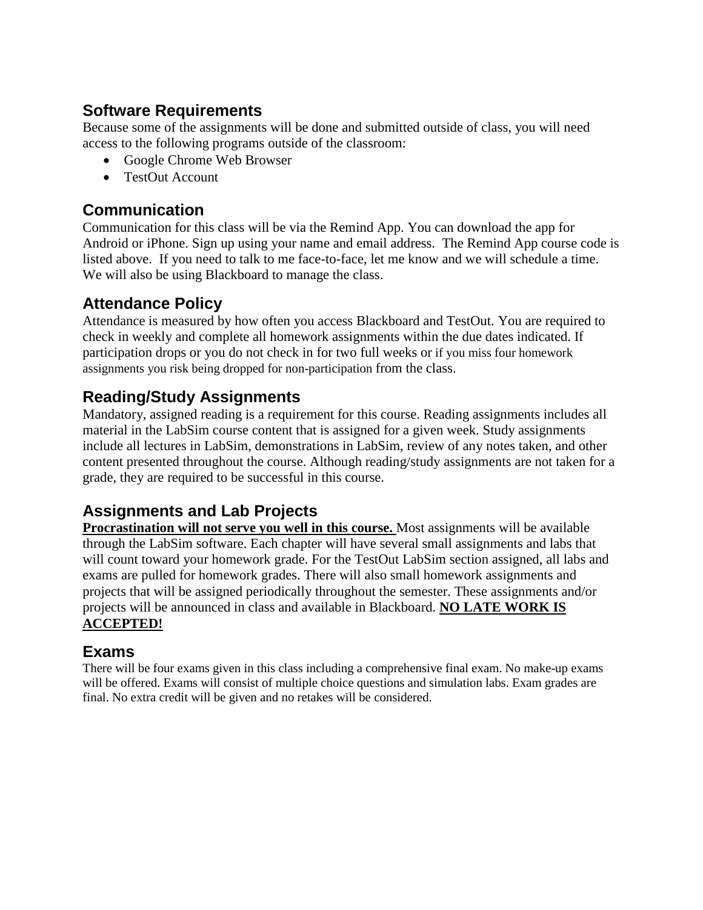## Software Requirements

Because some of the assignments will be done and submitted outside of class, you will need access to the following programs outside of the classroom:

- Google Chrome Web Browser
- TestOut Account

## Communication

Communication for this class will be via the Remind App. You can download the app for Android or iPhone. Sign up using your name and email address. The Remind App course code is listed above. If you need to talk to me face-to-face, let me know and we will schedule a time. We will also be using Blackboard to manage the class.

## Attendance Policy

Attendance is measured by how often you access Blackboard and TestOut. You are required to check in weekly and complete all homework assignments within the due dates indicated. If participation drops or you do not check in for two full weeks or if you miss four homework assignments you risk being dropped for non-participation from the class.

## Reading/Study Assignments

Mandatory, assigned reading is a requirement for this course. Reading assignments includes all material in the LabSim course content that is assigned for a given week. Study assignments include all lectures in LabSim, demonstrations in LabSim, review of any notes taken, and other content presented throughout the course. Although reading/study assignments are not taken for a grade, they are required to be successful in this course.

## Assignments and Lab Projects

**Procrastination will not serve you well in this course.** Most assignments will be available through the LabSim software. Each chapter will have several small assignments and labs that will count toward your homework grade. For the TestOut LabSim section assigned, all labs and exams are pulled for homework grades. There will also small homework assignments and projects that will be assigned periodically throughout the semester. These assignments and/or projects will be announced in class and available in Blackboard. **NO LATE WORK IS ACCEPTED!**

## Exams

There will be four exams given in this class including a comprehensive final exam. No make-up exams will be offered. Exams will consist of multiple choice questions and simulation labs. Exam grades are final. No extra credit will be given and no retakes will be considered.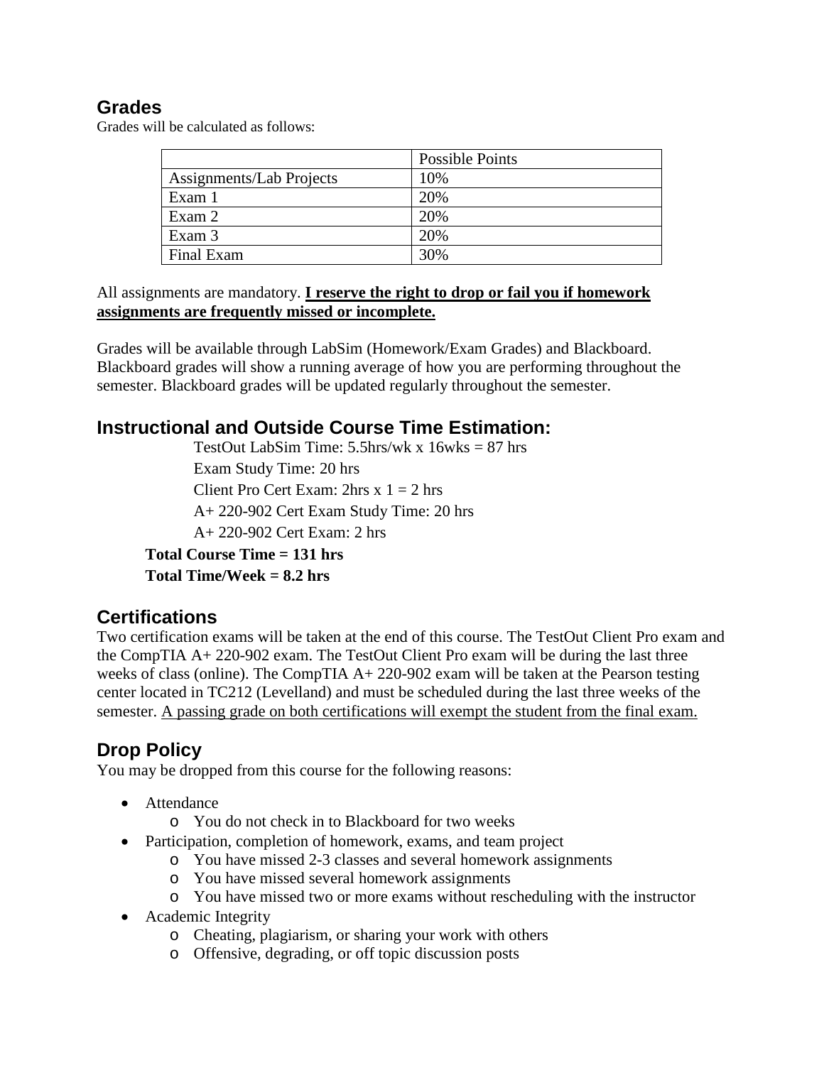## Grades

Grades will be calculated as follows:

| | Possible Points |
|---|---|
| Assignments/Lab Projects | 10% |
| Exam 1 | 20% |
| Exam 2 | 20% |
| Exam 3 | 20% |
| Final Exam | 30% |

All assignments are mandatory. **<u>I reserve the right to drop or fail you if homework assignments are frequently missed or incomplete.</u>**

Grades will be available through LabSim (Homework/Exam Grades) and Blackboard. Blackboard grades will show a running average of how you are performing throughout the semester. Blackboard grades will be updated regularly throughout the semester.

## Instructional and Outside Course Time Estimation:

TestOut LabSim Time: 5.5hrs/wk x 16wks = 87 hrs

Exam Study Time: 20 hrs

Client Pro Cert Exam: 2hrs x 1 = 2 hrs

A+ 220-902 Cert Exam Study Time: 20 hrs

A+ 220-902 Cert Exam: 2 hrs

**Total Course Time = 131 hrs**

**Total Time/Week = 8.2 hrs**

## Certifications

Two certification exams will be taken at the end of this course. The TestOut Client Pro exam and the CompTIA A+ 220-902 exam. The TestOut Client Pro exam will be during the last three weeks of class (online). The CompTIA A+ 220-902 exam will be taken at the Pearson testing center located in TC212 (Levelland) and must be scheduled during the last three weeks of the semester. <u>A passing grade on both certifications will exempt the student from the final exam.</u>

## Drop Policy

You may be dropped from this course for the following reasons:

- Attendance
  - You do not check in to Blackboard for two weeks
- Participation, completion of homework, exams, and team project
  - You have missed 2-3 classes and several homework assignments
  - You have missed several homework assignments
  - You have missed two or more exams without rescheduling with the instructor
- Academic Integrity
  - Cheating, plagiarism, or sharing your work with others
  - Offensive, degrading, or off topic discussion posts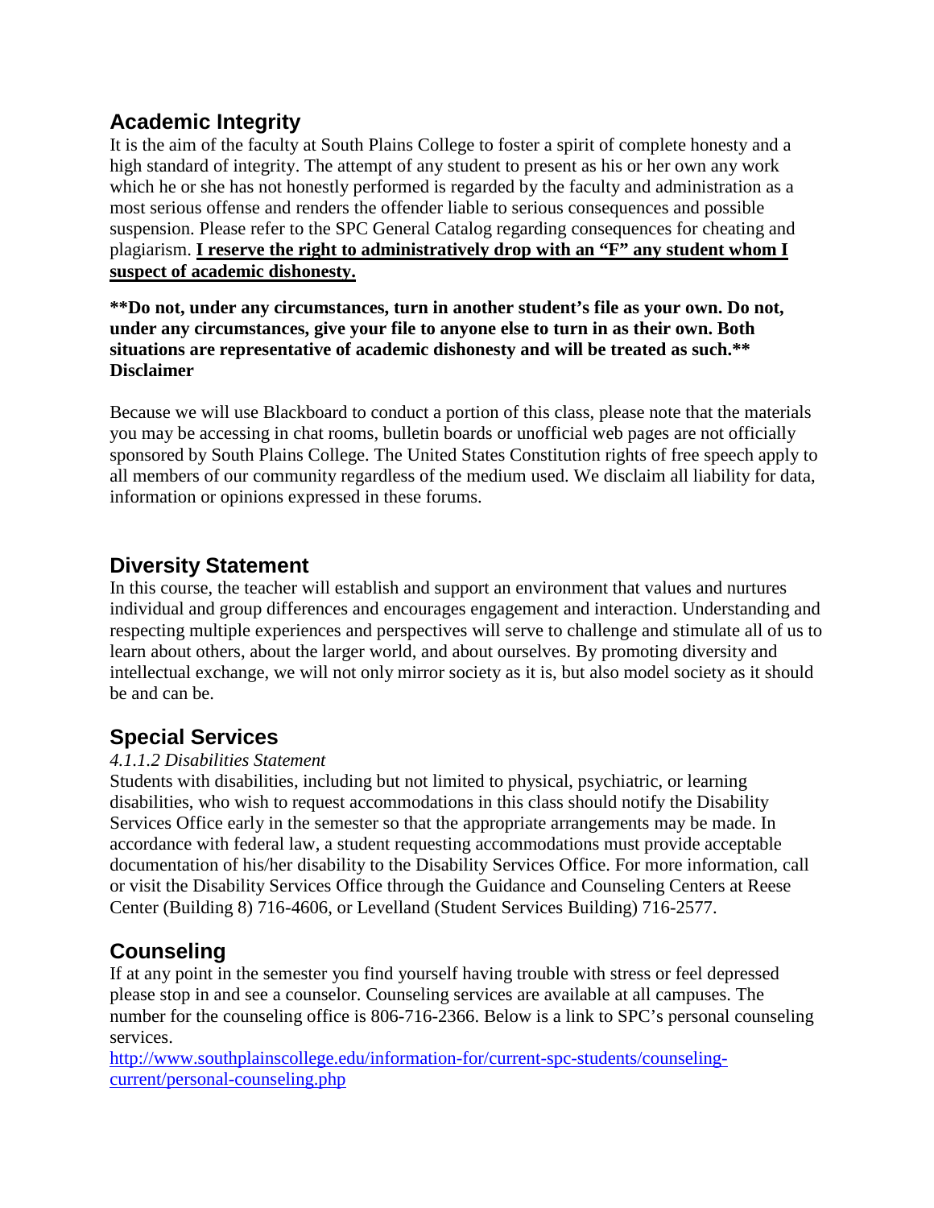## Academic Integrity

It is the aim of the faculty at South Plains College to foster a spirit of complete honesty and a high standard of integrity. The attempt of any student to present as his or her own any work which he or she has not honestly performed is regarded by the faculty and administration as a most serious offense and renders the offender liable to serious consequences and possible suspension. Please refer to the SPC General Catalog regarding consequences for cheating and plagiarism. **I reserve the right to administratively drop with an "F" any student whom I suspect of academic dishonesty.**

**\*\*Do not, under any circumstances, turn in another student's file as your own. Do not, under any circumstances, give your file to anyone else to turn in as their own. Both situations are representative of academic dishonesty and will be treated as such.\*\***
**Disclaimer**

Because we will use Blackboard to conduct a portion of this class, please note that the materials you may be accessing in chat rooms, bulletin boards or unofficial web pages are not officially sponsored by South Plains College. The United States Constitution rights of free speech apply to all members of our community regardless of the medium used. We disclaim all liability for data, information or opinions expressed in these forums.

## Diversity Statement

In this course, the teacher will establish and support an environment that values and nurtures individual and group differences and encourages engagement and interaction. Understanding and respecting multiple experiences and perspectives will serve to challenge and stimulate all of us to learn about others, about the larger world, and about ourselves. By promoting diversity and intellectual exchange, we will not only mirror society as it is, but also model society as it should be and can be.

## Special Services

*4.1.1.2 Disabilities Statement*

Students with disabilities, including but not limited to physical, psychiatric, or learning disabilities, who wish to request accommodations in this class should notify the Disability Services Office early in the semester so that the appropriate arrangements may be made. In accordance with federal law, a student requesting accommodations must provide acceptable documentation of his/her disability to the Disability Services Office. For more information, call or visit the Disability Services Office through the Guidance and Counseling Centers at Reese Center (Building 8) 716-4606, or Levelland (Student Services Building) 716-2577.

## Counseling

If at any point in the semester you find yourself having trouble with stress or feel depressed please stop in and see a counselor. Counseling services are available at all campuses. The number for the counseling office is 806-716-2366. Below is a link to SPC's personal counseling services.

http://www.southplainscollege.edu/information-for/current-spc-students/counseling-current/personal-counseling.php